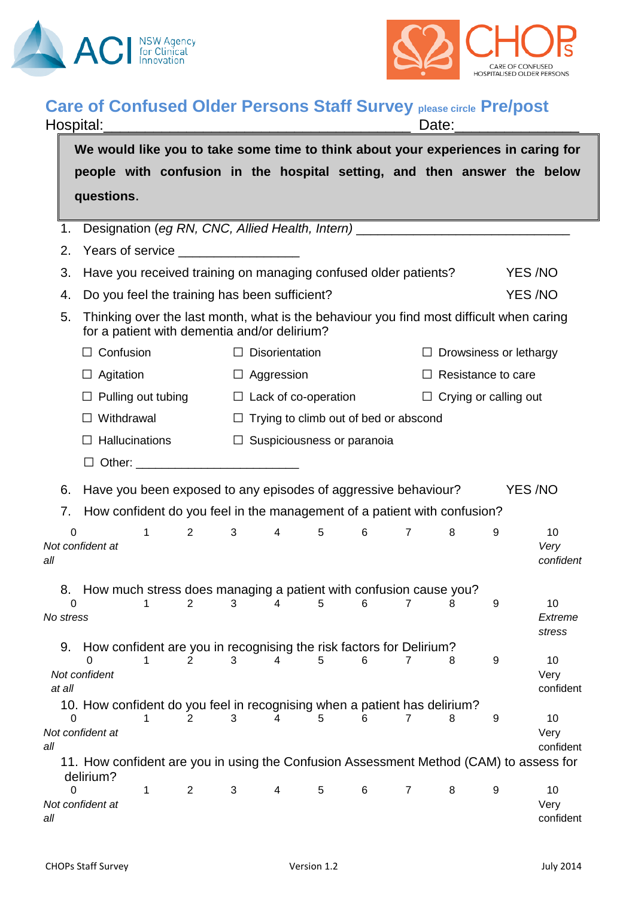ACI NSW Agency for Clinical Innovation

CHOPs CARE OF CONFUSED HOSPITALISED OLDER PERSONS

# Care of Confused Older Persons Staff Survey please circle Pre/post

Hospital:_______________________________________ Date:_______________

**We would like you to take some time to think about your experiences in caring for people with confusion in the hospital setting, and then answer the below questions.**

1. Designation (*eg RN, CNC, Allied Health, Intern)* ____________________________
2. Years of service ________________
3. Have you received training on managing confused older patients? YES /NO
4. Do you feel the training has been sufficient? YES /NO
5. Thinking over the last month, what is the behaviour you find most difficult when caring for a patient with dementia and/or delirium?

   ☐ Confusion ☐ Disorientation ☐ Drowsiness or lethargy

   ☐ Agitation ☐ Aggression ☐ Resistance to care

   ☐ Pulling out tubing ☐ Lack of co-operation ☐ Crying or calling out

   ☐ Withdrawal ☐ Trying to climb out of bed or abscond

   ☐ Hallucinations ☐ Suspiciousness or paranoia

   ☐ Other: _______________________

6. Have you been exposed to any episodes of aggressive behaviour? YES /NO
7. How confident do you feel in the management of a patient with confusion?

| 0 | 1 | 2 | 3 | 4 | 5 | 6 | 7 | 8 | 9 | 10 |
|---|---|---|---|---|---|---|---|---|---|---|
| *Not confident at all* | | | | | | | | | | *Very confident* |

8. How much stress does managing a patient with confusion cause you?

| 0 | 1 | 2 | 3 | 4 | 5 | 6 | 7 | 8 | 9 | 10 |
|---|---|---|---|---|---|---|---|---|---|---|
| *No stress* | | | | | | | | | | *Extreme stress* |

9. How confident are you in recognising the risk factors for Delirium?

| 0 | 1 | 2 | 3 | 4 | 5 | 6 | 7 | 8 | 9 | 10 |
|---|---|---|---|---|---|---|---|---|---|---|
| *Not confident at all* | | | | | | | | | | Very confident |

10. How confident do you feel in recognising when a patient has delirium?

| 0 | 1 | 2 | 3 | 4 | 5 | 6 | 7 | 8 | 9 | 10 |
|---|---|---|---|---|---|---|---|---|---|---|
| *Not confident at all* | | | | | | | | | | Very confident |

11. How confident are you in using the Confusion Assessment Method (CAM) to assess for delirium?

| 0 | 1 | 2 | 3 | 4 | 5 | 6 | 7 | 8 | 9 | 10 |
|---|---|---|---|---|---|---|---|---|---|---|
| *Not confident at all* | | | | | | | | | | Very confident |

CHOPs Staff Survey Version 1.2 July 2014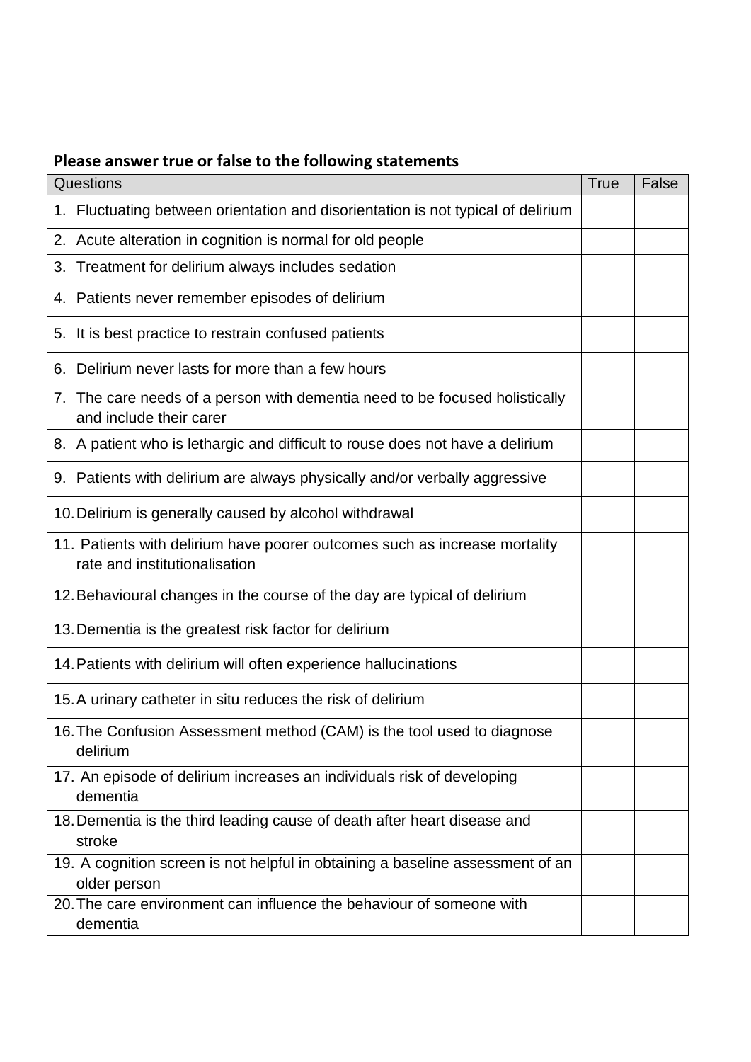**Please answer true or false to the following statements**

| Questions | True | False |
|---|---|---|
| 1. Fluctuating between orientation and disorientation is not typical of delirium | | |
| 2. Acute alteration in cognition is normal for old people | | |
| 3. Treatment for delirium always includes sedation | | |
| 4. Patients never remember episodes of delirium | | |
| 5. It is best practice to restrain confused patients | | |
| 6. Delirium never lasts for more than a few hours | | |
| 7. The care needs of a person with dementia need to be focused holistically and include their carer | | |
| 8. A patient who is lethargic and difficult to rouse does not have a delirium | | |
| 9. Patients with delirium are always physically and/or verbally aggressive | | |
| 10. Delirium is generally caused by alcohol withdrawal | | |
| 11. Patients with delirium have poorer outcomes such as increase mortality rate and institutionalisation | | |
| 12. Behavioural changes in the course of the day are typical of delirium | | |
| 13. Dementia is the greatest risk factor for delirium | | |
| 14. Patients with delirium will often experience hallucinations | | |
| 15. A urinary catheter in situ reduces the risk of delirium | | |
| 16. The Confusion Assessment method (CAM) is the tool used to diagnose delirium | | |
| 17. An episode of delirium increases an individuals risk of developing dementia | | |
| 18. Dementia is the third leading cause of death after heart disease and stroke | | |
| 19. A cognition screen is not helpful in obtaining a baseline assessment of an older person | | |
| 20. The care environment can influence the behaviour of someone with dementia | | |